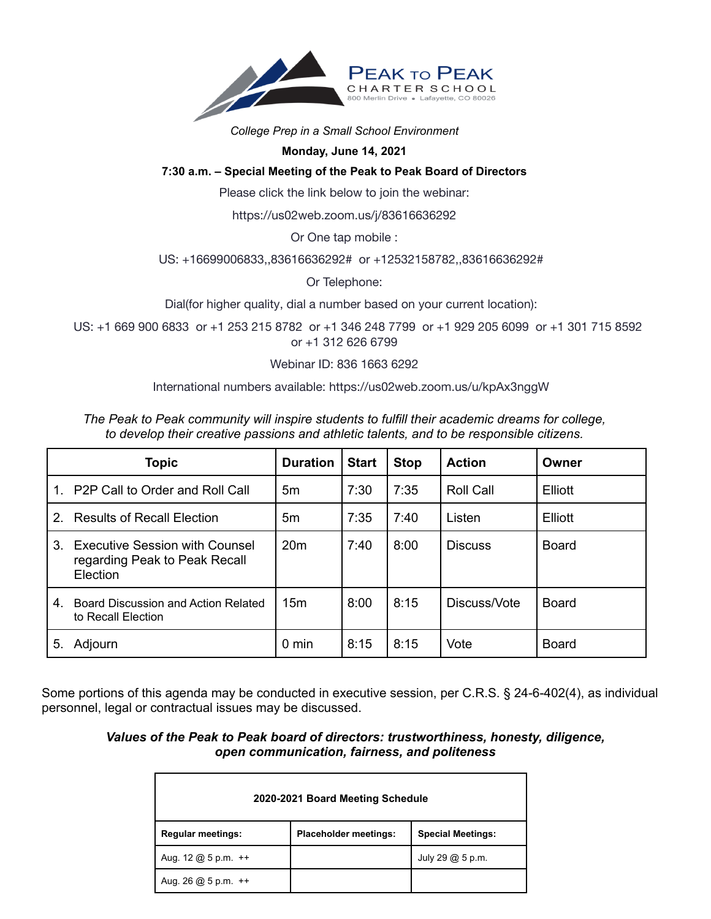# PEAK TO PEAK

CHARTER SCHOOL

800 Merlin Drive • Lafayette, CO 80026

*College Prep in a Small School Environment*

**Monday, June 14, 2021**

**7:30 a.m. – Special Meeting of the Peak to Peak Board of Directors**

Please click the link below to join the webinar:

https://us02web.zoom.us/j/83616636292

Or One tap mobile :

US: +16699006833,,83616636292# or +12532158782,,83616636292#

Or Telephone:

Dial(for higher quality, dial a number based on your current location):

US: +1 669 900 6833 or +1 253 215 8782 or +1 346 248 7799 or +1 929 205 6099 or +1 301 715 8592 or +1 312 626 6799

Webinar ID: 836 1663 6292

International numbers available: https://us02web.zoom.us/u/kpAx3nggW

*The Peak to Peak community will inspire students to fulfill their academic dreams for college, to develop their creative passions and athletic talents, and to be responsible citizens.*

| Topic | Duration | Start | Stop | Action | Owner |
|---|---|---|---|---|---|
| 1. P2P Call to Order and Roll Call | 5m | 7:30 | 7:35 | Roll Call | Elliott |
| 2. Results of Recall Election | 5m | 7:35 | 7:40 | Listen | Elliott |
| 3. Executive Session with Counsel regarding Peak to Peak Recall Election | 20m | 7:40 | 8:00 | Discuss | Board |
| 4. Board Discussion and Action Related to Recall Election | 15m | 8:00 | 8:15 | Discuss/Vote | Board |
| 5. Adjourn | 0 min | 8:15 | 8:15 | Vote | Board |

Some portions of this agenda may be conducted in executive session, per C.R.S. § 24-6-402(4), as individual personnel, legal or contractual issues may be discussed.

***Values of the Peak to Peak board of directors: trustworthiness, honesty, diligence, open communication, fairness, and politeness***

| **2020-2021 Board Meeting Schedule** | | |
|---|---|---|
| **Regular meetings:** | **Placeholder meetings:** | **Special Meetings:** |
| Aug. 12 @ 5 p.m. ++ | | July 29 @ 5 p.m. |
| Aug. 26 @ 5 p.m. ++ | | |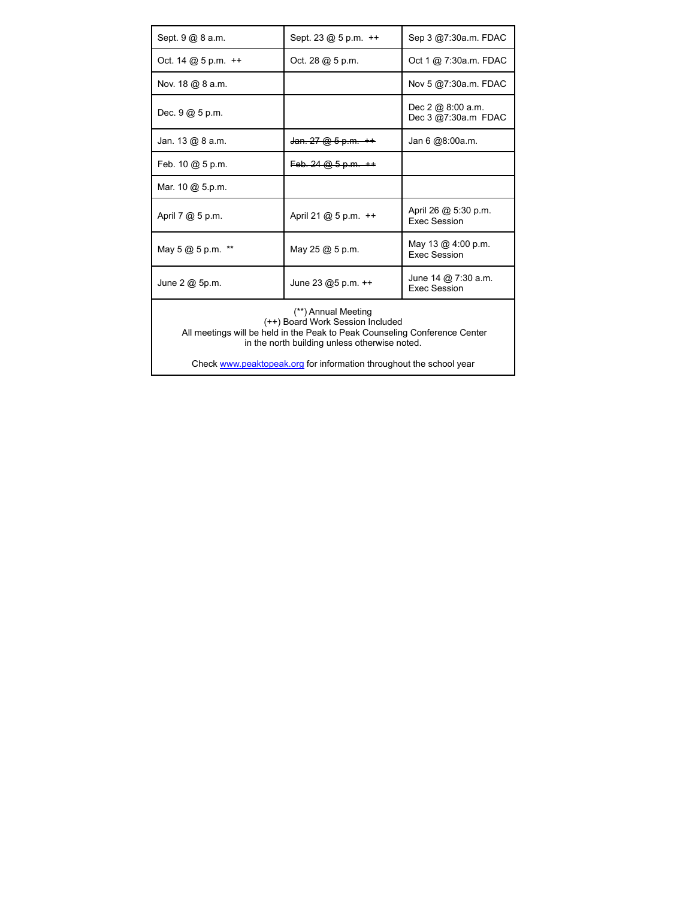| | | |
|---|---|---|
| Sept. 9 @ 8 a.m. | Sept. 23 @ 5 p.m. ++ | Sep 3 @7:30a.m. FDAC |
| Oct. 14 @ 5 p.m. ++ | Oct. 28 @ 5 p.m. | Oct 1 @ 7:30a.m. FDAC |
| Nov. 18 @ 8 a.m. | | Nov 5 @7:30a.m. FDAC |
| Dec. 9 @ 5 p.m. | | Dec 2 @ 8:00 a.m.<br>Dec 3 @7:30a.m FDAC |
| Jan. 13 @ 8 a.m. | ~~Jan. 27 @ 5 p.m. ++~~ | Jan 6 @8:00a.m. |
| Feb. 10 @ 5 p.m. | ~~Feb. 24 @ 5 p.m. ++~~ | |
| Mar. 10 @ 5.p.m. | | |
| April 7 @ 5 p.m. | April 21 @ 5 p.m. ++ | April 26 @ 5:30 p.m.<br>Exec Session |
| May 5 @ 5 p.m. ** | May 25 @ 5 p.m. | May 13 @ 4:00 p.m.<br>Exec Session |
| June 2 @ 5p.m. | June 23 @5 p.m. ++ | June 14 @ 7:30 a.m.<br>Exec Session |

(**) Annual Meeting
(++) Board Work Session Included
All meetings will be held in the Peak to Peak Counseling Conference Center in the north building unless otherwise noted.

Check www.peaktopeak.org for information throughout the school year